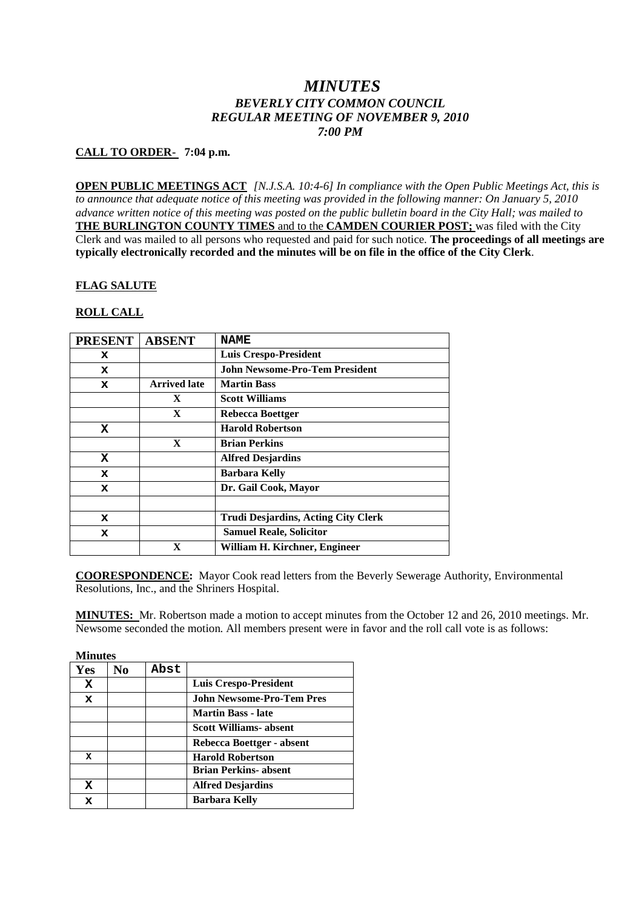# *MINUTES*

## *BEVERLY CITY COMMON COUNCIL*
## *REGULAR MEETING OF NOVEMBER 9, 2010*
## *7:00 PM*

**CALL TO ORDER- 7:04 p.m.**

**OPEN PUBLIC MEETINGS ACT** *[N.J.S.A. 10:4-6] In compliance with the Open Public Meetings Act, this is to announce that adequate notice of this meeting was provided in the following manner: On January 5, 2010 advance written notice of this meeting was posted on the public bulletin board in the City Hall; was mailed to* **THE BURLINGTON COUNTY TIMES** and to the **CAMDEN COURIER POST;** was filed with the City Clerk and was mailed to all persons who requested and paid for such notice. **The proceedings of all meetings are typically electronically recorded and the minutes will be on file in the office of the City Clerk**.

**FLAG SALUTE**

**ROLL CALL**

| PRESENT | ABSENT | NAME |
|---|---|---|
| X | | **Luis Crespo-President** |
| X | | **John Newsome-Pro-Tem President** |
| X | **Arrived late** | **Martin Bass** |
| | X | **Scott Williams** |
| | X | **Rebecca Boettger** |
| X | | **Harold Robertson** |
| | X | **Brian Perkins** |
| X | | **Alfred Desjardins** |
| X | | **Barbara Kelly** |
| X | | **Dr. Gail Cook, Mayor** |
| | | |
| X | | **Trudi Desjardins, Acting City Clerk** |
| X | | **Samuel Reale, Solicitor** |
| | X | **William H. Kirchner, Engineer** |

**COORESPONDENCE:** Mayor Cook read letters from the Beverly Sewerage Authority, Environmental Resolutions, Inc., and the Shriners Hospital.

**MINUTES:** Mr. Robertson made a motion to accept minutes from the October 12 and 26, 2010 meetings. Mr. Newsome seconded the motion. All members present were in favor and the roll call vote is as follows:

**Minutes**

| Yes | No | Abst | |
|---|---|---|---|
| X | | | **Luis Crespo-President** |
| X | | | **John Newsome-Pro-Tem Pres** |
| | | | **Martin Bass - late** |
| | | | **Scott Williams- absent** |
| | | | **Rebecca Boettger - absent** |
| X | | | **Harold Robertson** |
| | | | **Brian Perkins- absent** |
| X | | | **Alfred Desjardins** |
| X | | | **Barbara Kelly** |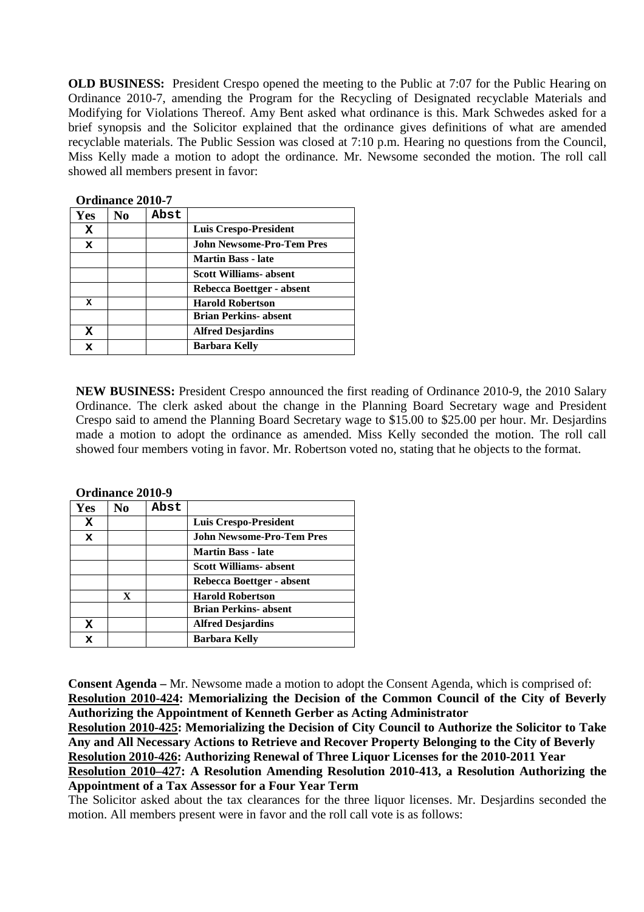**OLD BUSINESS:** President Crespo opened the meeting to the Public at 7:07 for the Public Hearing on Ordinance 2010-7, amending the Program for the Recycling of Designated recyclable Materials and Modifying for Violations Thereof. Amy Bent asked what ordinance is this. Mark Schwedes asked for a brief synopsis and the Solicitor explained that the ordinance gives definitions of what are amended recyclable materials. The Public Session was closed at 7:10 p.m. Hearing no questions from the Council, Miss Kelly made a motion to adopt the ordinance. Mr. Newsome seconded the motion. The roll call showed all members present in favor:

**Ordinance 2010-7**

| Yes | No | Abst | |
|---|---|---|---|
| X | | | **Luis Crespo-President** |
| X | | | **John Newsome-Pro-Tem Pres** |
| | | | **Martin Bass - late** |
| | | | **Scott Williams- absent** |
| | | | **Rebecca Boettger - absent** |
| X | | | **Harold Robertson** |
| | | | **Brian Perkins- absent** |
| X | | | **Alfred Desjardins** |
| X | | | **Barbara Kelly** |

**NEW BUSINESS:** President Crespo announced the first reading of Ordinance 2010-9, the 2010 Salary Ordinance. The clerk asked about the change in the Planning Board Secretary wage and President Crespo said to amend the Planning Board Secretary wage to $15.00 to $25.00 per hour. Mr. Desjardins made a motion to adopt the ordinance as amended. Miss Kelly seconded the motion. The roll call showed four members voting in favor. Mr. Robertson voted no, stating that he objects to the format.

**Ordinance 2010-9**

| Yes | No | Abst | |
|---|---|---|---|
| X | | | **Luis Crespo-President** |
| X | | | **John Newsome-Pro-Tem Pres** |
| | | | **Martin Bass - late** |
| | | | **Scott Williams- absent** |
| | | | **Rebecca Boettger - absent** |
| | X | | **Harold Robertson** |
| | | | **Brian Perkins- absent** |
| X | | | **Alfred Desjardins** |
| X | | | **Barbara Kelly** |

**Consent Agenda –** Mr. Newsome made a motion to adopt the Consent Agenda, which is comprised of:
**Resolution 2010-424: Memorializing the Decision of the Common Council of the City of Beverly Authorizing the Appointment of Kenneth Gerber as Acting Administrator**
**Resolution 2010-425: Memorializing the Decision of City Council to Authorize the Solicitor to Take Any and All Necessary Actions to Retrieve and Recover Property Belonging to the City of Beverly**
**Resolution 2010-426: Authorizing Renewal of Three Liquor Licenses for the 2010-2011 Year**
**Resolution 2010–427: A Resolution Amending Resolution 2010-413, a Resolution Authorizing the Appointment of a Tax Assessor for a Four Year Term**
The Solicitor asked about the tax clearances for the three liquor licenses. Mr. Desjardins seconded the motion. All members present were in favor and the roll call vote is as follows: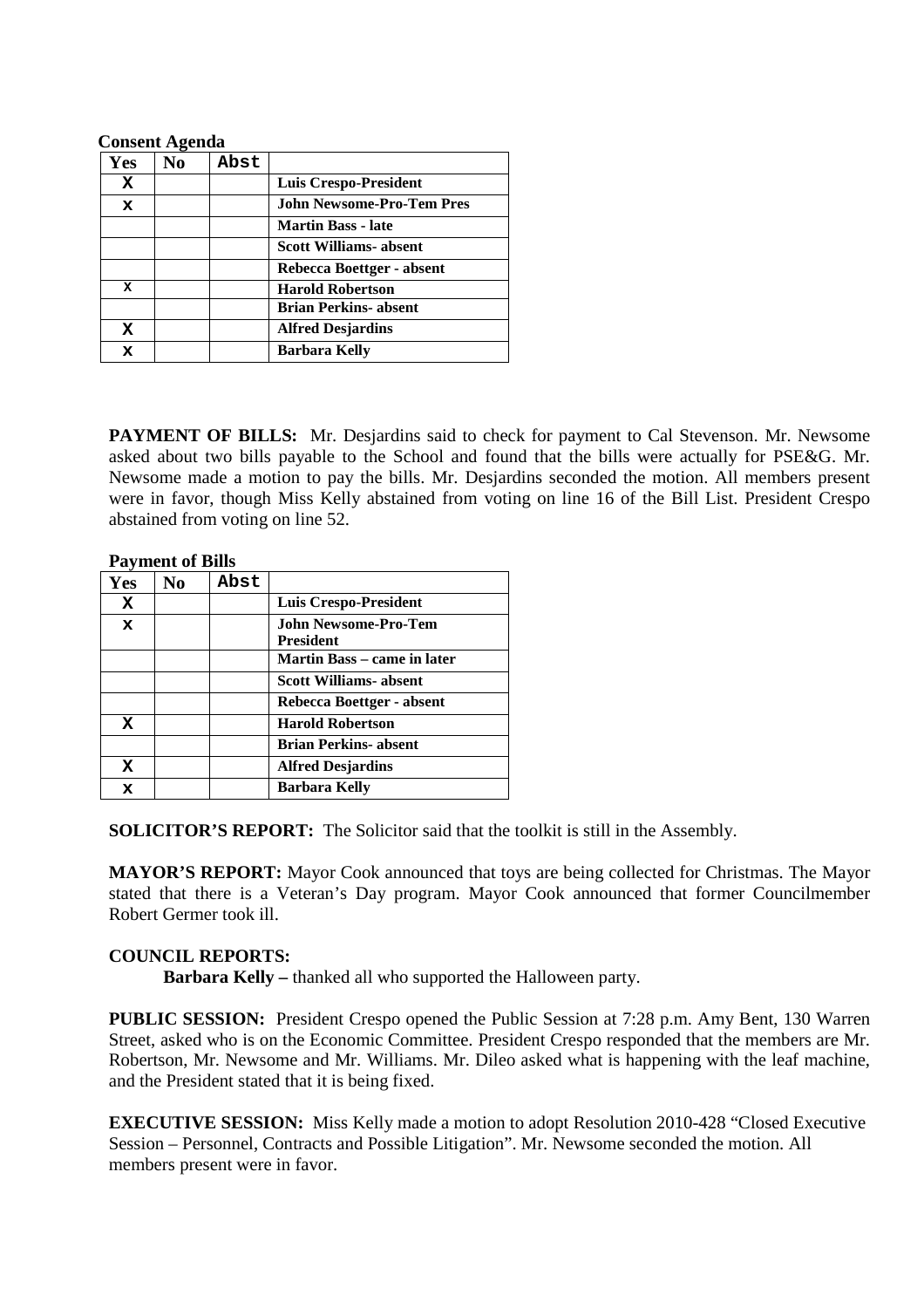**Consent Agenda**

| Yes | No | Abst | |
|---|---|---|---|
| X | | | **Luis Crespo-President** |
| x | | | **John Newsome-Pro-Tem Pres** |
| | | | **Martin Bass - late** |
| | | | **Scott Williams- absent** |
| | | | **Rebecca Boettger - absent** |
| x | | | **Harold Robertson** |
| | | | **Brian Perkins- absent** |
| X | | | **Alfred Desjardins** |
| x | | | **Barbara Kelly** |

**PAYMENT OF BILLS:** Mr. Desjardins said to check for payment to Cal Stevenson. Mr. Newsome asked about two bills payable to the School and found that the bills were actually for PSE&G. Mr. Newsome made a motion to pay the bills. Mr. Desjardins seconded the motion. All members present were in favor, though Miss Kelly abstained from voting on line 16 of the Bill List. President Crespo abstained from voting on line 52.

**Payment of Bills**

| Yes | No | Abst | |
|---|---|---|---|
| X | | | **Luis Crespo-President** |
| x | | | **John Newsome-Pro-Tem President** |
| | | | **Martin Bass – came in later** |
| | | | **Scott Williams- absent** |
| | | | **Rebecca Boettger - absent** |
| X | | | **Harold Robertson** |
| | | | **Brian Perkins- absent** |
| X | | | **Alfred Desjardins** |
| x | | | **Barbara Kelly** |

**SOLICITOR'S REPORT:** The Solicitor said that the toolkit is still in the Assembly.

**MAYOR'S REPORT:** Mayor Cook announced that toys are being collected for Christmas. The Mayor stated that there is a Veteran's Day program. Mayor Cook announced that former Councilmember Robert Germer took ill.

**COUNCIL REPORTS:**

**Barbara Kelly –** thanked all who supported the Halloween party.

**PUBLIC SESSION:** President Crespo opened the Public Session at 7:28 p.m. Amy Bent, 130 Warren Street, asked who is on the Economic Committee. President Crespo responded that the members are Mr. Robertson, Mr. Newsome and Mr. Williams. Mr. Dileo asked what is happening with the leaf machine, and the President stated that it is being fixed.

**EXECUTIVE SESSION:** Miss Kelly made a motion to adopt Resolution 2010-428 "Closed Executive Session – Personnel, Contracts and Possible Litigation". Mr. Newsome seconded the motion. All members present were in favor.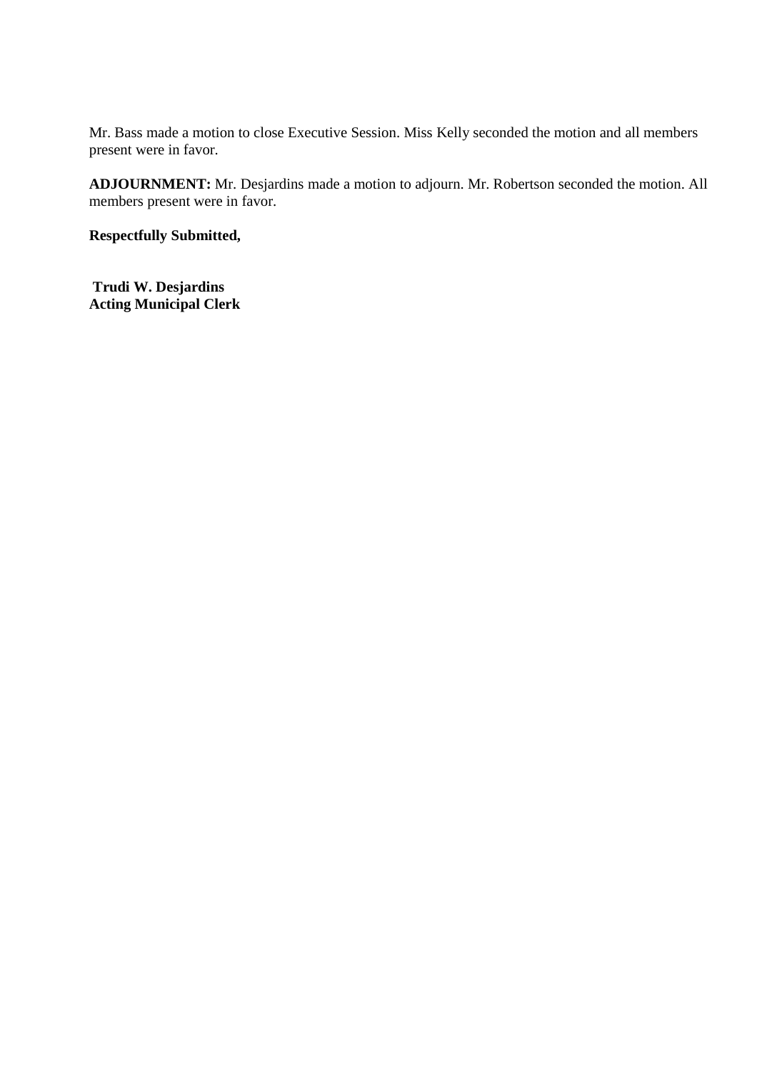Mr. Bass made a motion to close Executive Session. Miss Kelly seconded the motion and all members present were in favor.

**ADJOURNMENT:** Mr. Desjardins made a motion to adjourn. Mr. Robertson seconded the motion. All members present were in favor.

**Respectfully Submitted,**

**Trudi W. Desjardins**
**Acting Municipal Clerk**